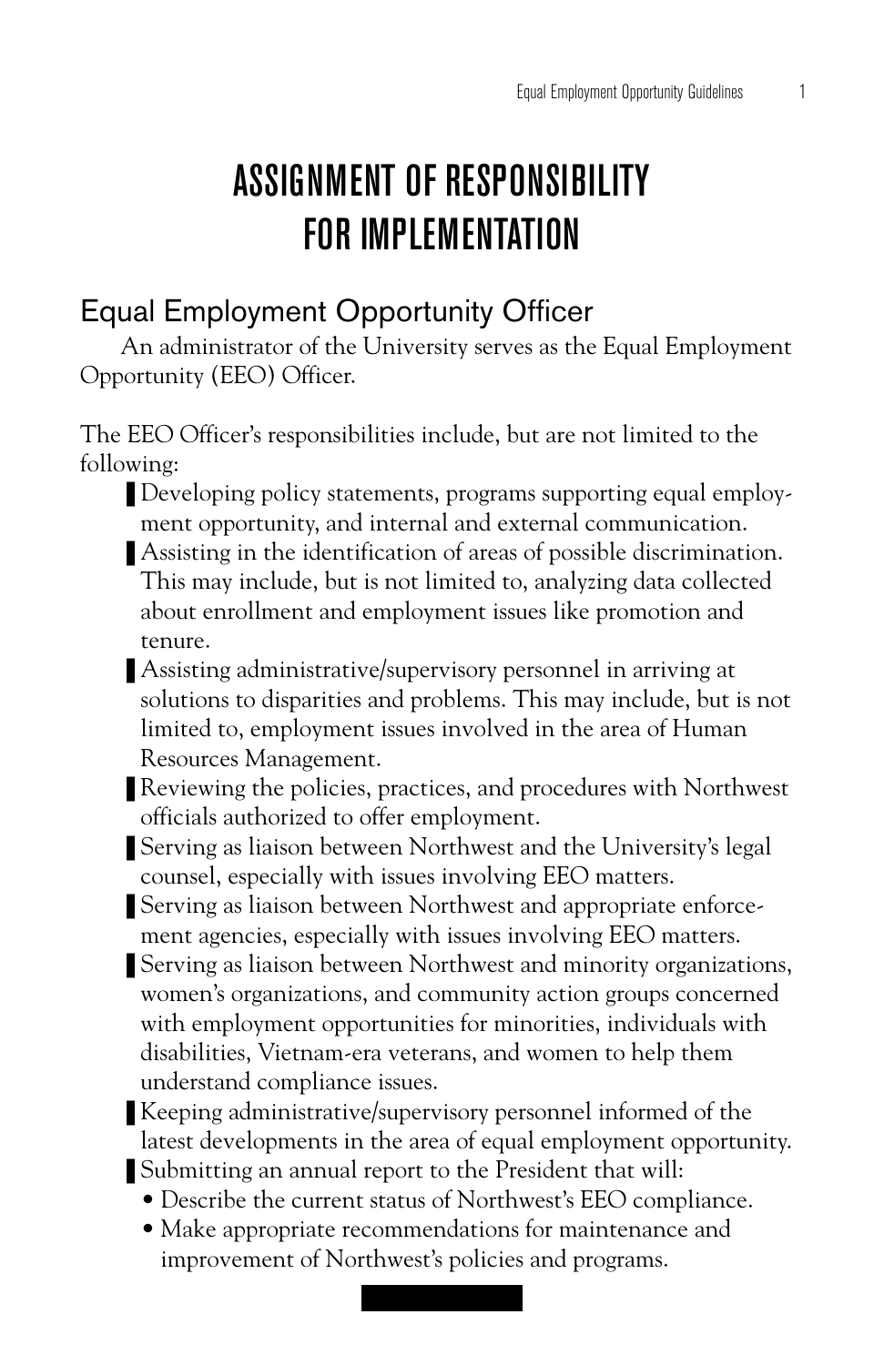# ASSIGNMENT OF RESPONSIBILITY FOR IMPLEMENTATION

## Equal Employment Opportunity Officer

An administrator of the University serves as the Equal Employment Opportunity (EEO) Officer.

The EEO Officer's responsibilities include, but are not limited to the following:

- Developing policy statements, programs supporting equal employment opportunity, and internal and external communication.
- Assisting in the identification of areas of possible discrimination. This may include, but is not limited to, analyzing data collected about enrollment and employment issues like promotion and tenure.
- Assisting administrative/supervisory personnel in arriving at solutions to disparities and problems. This may include, but is not limited to, employment issues involved in the area of Human Resources Management.
- Reviewing the policies, practices, and procedures with Northwest officials authorized to offer employment.
- Serving as liaison between Northwest and the University's legal counsel, especially with issues involving EEO matters.
- Serving as liaison between Northwest and appropriate enforcement agencies, especially with issues involving EEO matters.
- Serving as liaison between Northwest and minority organizations, women's organizations, and community action groups concerned with employment opportunities for minorities, individuals with disabilities, Vietnam-era veterans, and women to help them understand compliance issues.
- Keeping administrative/supervisory personnel informed of the latest developments in the area of equal employment opportunity.
- Submitting an annual report to the President that will:
  - Describe the current status of Northwest's EEO compliance.
  - Make appropriate recommendations for maintenance and improvement of Northwest's policies and programs.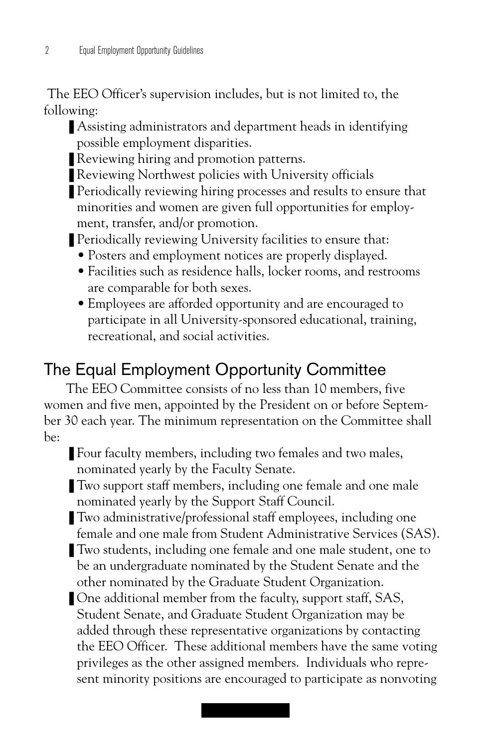The EEO Officer's supervision includes, but is not limited to, the following:

- Assisting administrators and department heads in identifying possible employment disparities.
- Reviewing hiring and promotion patterns.
- Reviewing Northwest policies with University officials
- Periodically reviewing hiring processes and results to ensure that minorities and women are given full opportunities for employment, transfer, and/or promotion.
- Periodically reviewing University facilities to ensure that:
  - Posters and employment notices are properly displayed.
  - Facilities such as residence halls, locker rooms, and restrooms are comparable for both sexes.
  - Employees are afforded opportunity and are encouraged to participate in all University-sponsored educational, training, recreational, and social activities.

## The Equal Employment Opportunity Committee

The EEO Committee consists of no less than 10 members, five women and five men, appointed by the President on or before September 30 each year. The minimum representation on the Committee shall be:

- Four faculty members, including two females and two males, nominated yearly by the Faculty Senate.
- Two support staff members, including one female and one male nominated yearly by the Support Staff Council.
- Two administrative/professional staff employees, including one female and one male from Student Administrative Services (SAS).
- Two students, including one female and one male student, one to be an undergraduate nominated by the Student Senate and the other nominated by the Graduate Student Organization.
- One additional member from the faculty, support staff, SAS, Student Senate, and Graduate Student Organization may be added through these representative organizations by contacting the EEO Officer. These additional members have the same voting privileges as the other assigned members. Individuals who represent minority positions are encouraged to participate as nonvoting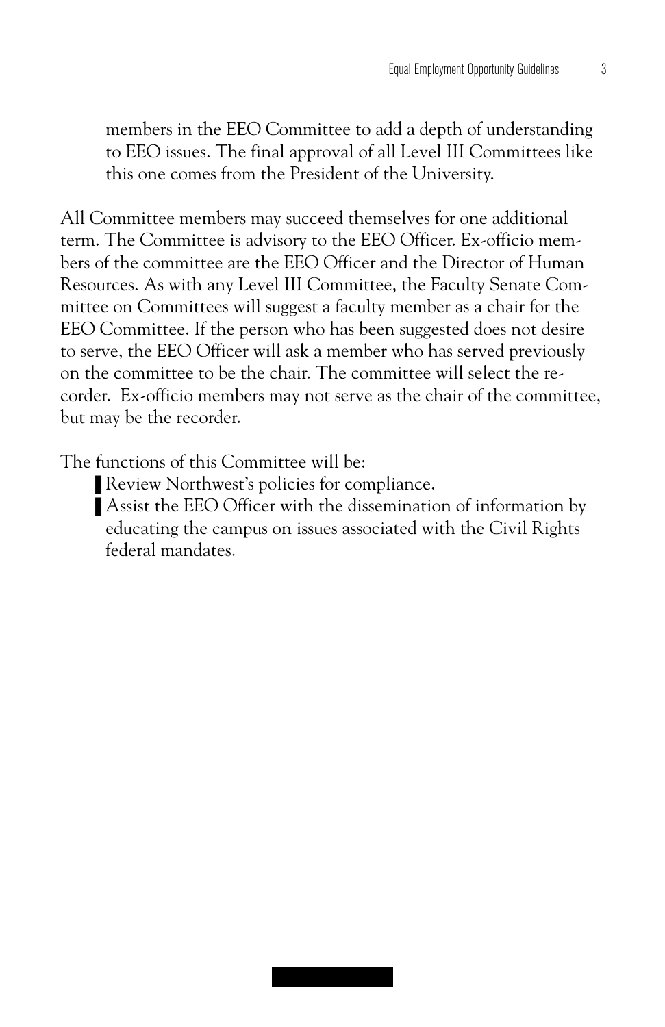members in the EEO Committee to add a depth of understanding to EEO issues. The final approval of all Level III Committees like this one comes from the President of the University.

All Committee members may succeed themselves for one additional term. The Committee is advisory to the EEO Officer. Ex-officio members of the committee are the EEO Officer and the Director of Human Resources. As with any Level III Committee, the Faculty Senate Committee on Committees will suggest a faculty member as a chair for the EEO Committee. If the person who has been suggested does not desire to serve, the EEO Officer will ask a member who has served previously on the committee to be the chair. The committee will select the recorder. Ex-officio members may not serve as the chair of the committee, but may be the recorder.

The functions of this Committee will be:

- Review Northwest's policies for compliance.
- Assist the EEO Officer with the dissemination of information by educating the campus on issues associated with the Civil Rights federal mandates.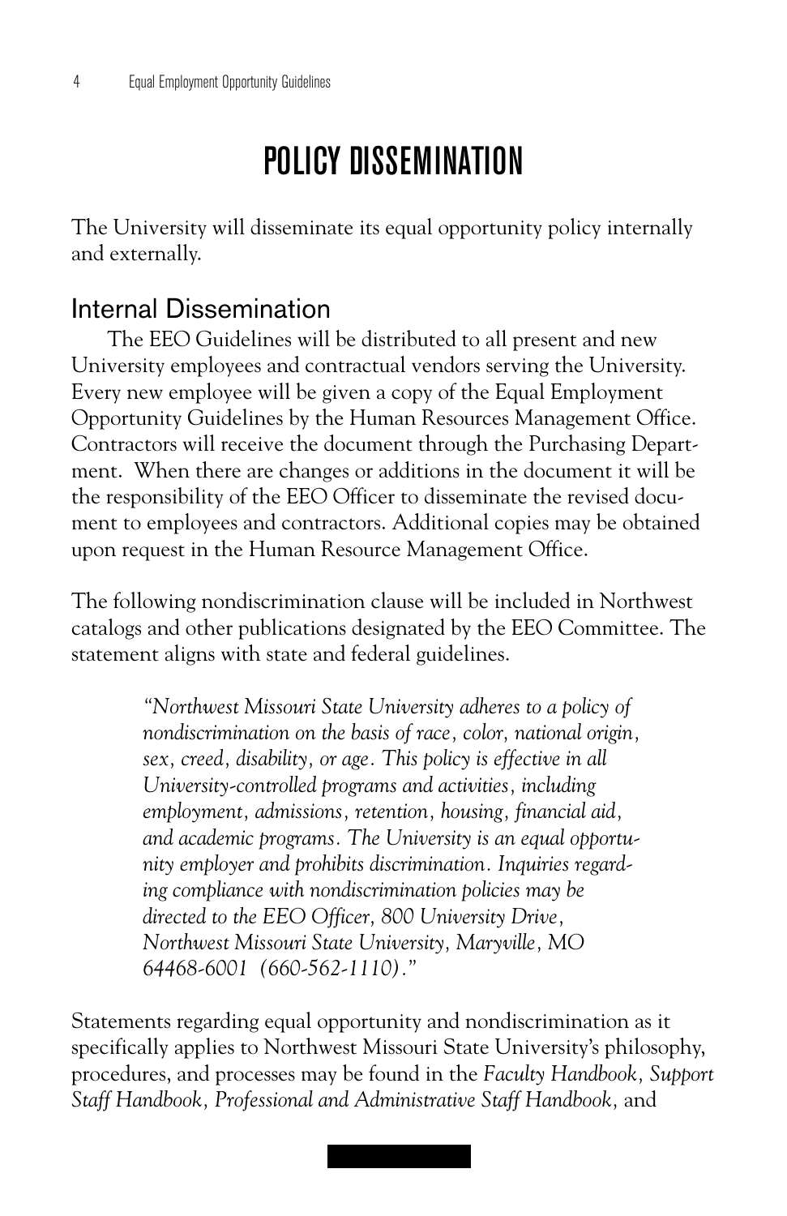# POLICY DISSEMINATION

The University will disseminate its equal opportunity policy internally and externally.

## Internal Dissemination

The EEO Guidelines will be distributed to all present and new University employees and contractual vendors serving the University. Every new employee will be given a copy of the Equal Employment Opportunity Guidelines by the Human Resources Management Office. Contractors will receive the document through the Purchasing Department. When there are changes or additions in the document it will be the responsibility of the EEO Officer to disseminate the revised document to employees and contractors. Additional copies may be obtained upon request in the Human Resource Management Office.

The following nondiscrimination clause will be included in Northwest catalogs and other publications designated by the EEO Committee. The statement aligns with state and federal guidelines.

> *"Northwest Missouri State University adheres to a policy of nondiscrimination on the basis of race, color, national origin, sex, creed, disability, or age. This policy is effective in all University-controlled programs and activities, including employment, admissions, retention, housing, financial aid, and academic programs. The University is an equal opportunity employer and prohibits discrimination. Inquiries regarding compliance with nondiscrimination policies may be directed to the EEO Officer, 800 University Drive, Northwest Missouri State University, Maryville, MO 64468-6001 (660-562-1110)."*

Statements regarding equal opportunity and nondiscrimination as it specifically applies to Northwest Missouri State University's philosophy, procedures, and processes may be found in the *Faculty Handbook, Support Staff Handbook, Professional and Administrative Staff Handbook,* and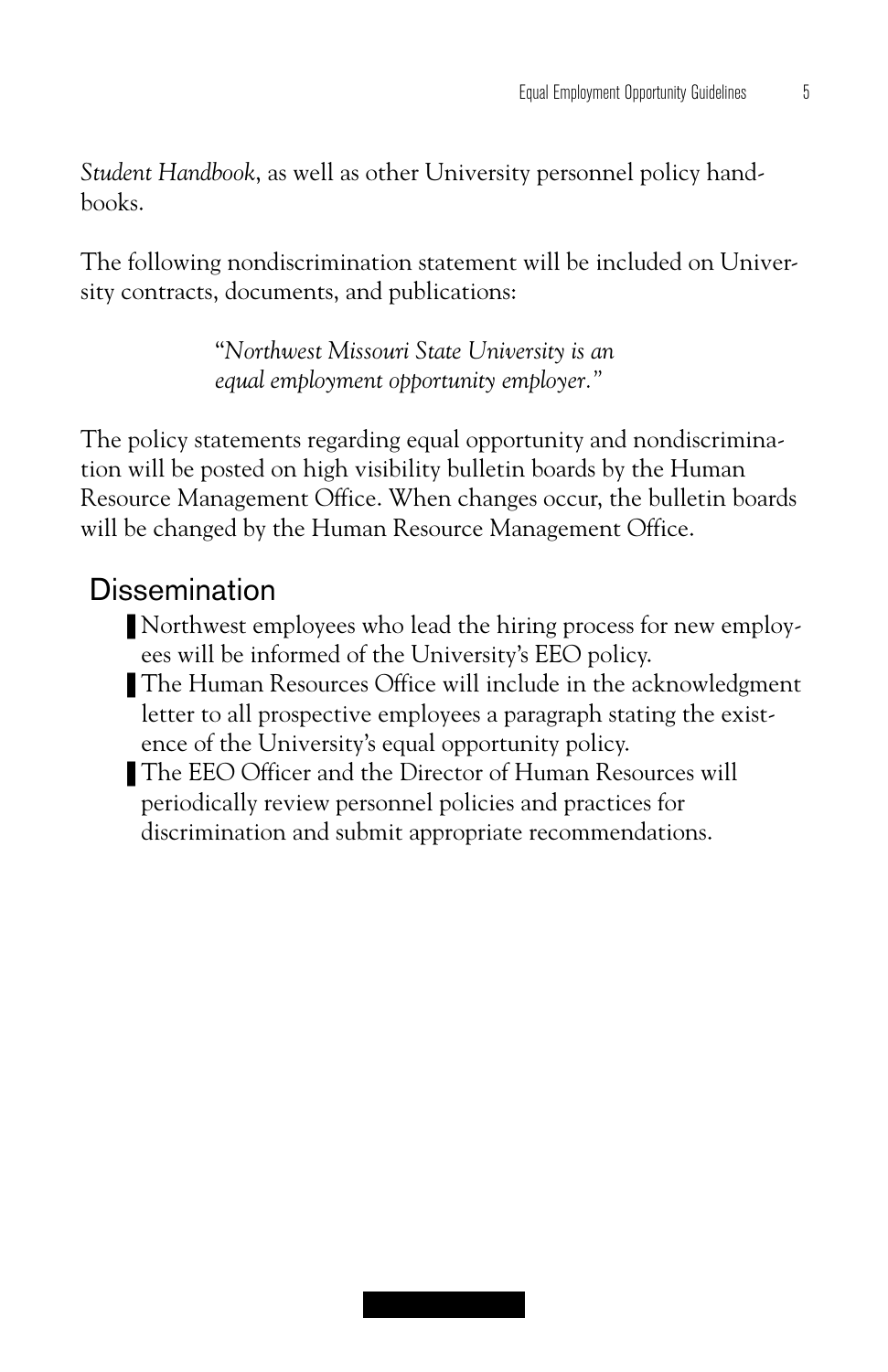*Student Handbook*, as well as other University personnel policy handbooks.

The following nondiscrimination statement will be included on University contracts, documents, and publications:

> *"Northwest Missouri State University is an equal employment opportunity employer."*

The policy statements regarding equal opportunity and nondiscrimination will be posted on high visibility bulletin boards by the Human Resource Management Office. When changes occur, the bulletin boards will be changed by the Human Resource Management Office.

## Dissemination

- Northwest employees who lead the hiring process for new employees will be informed of the University's EEO policy.
- The Human Resources Office will include in the acknowledgment letter to all prospective employees a paragraph stating the existence of the University's equal opportunity policy.
- The EEO Officer and the Director of Human Resources will periodically review personnel policies and practices for discrimination and submit appropriate recommendations.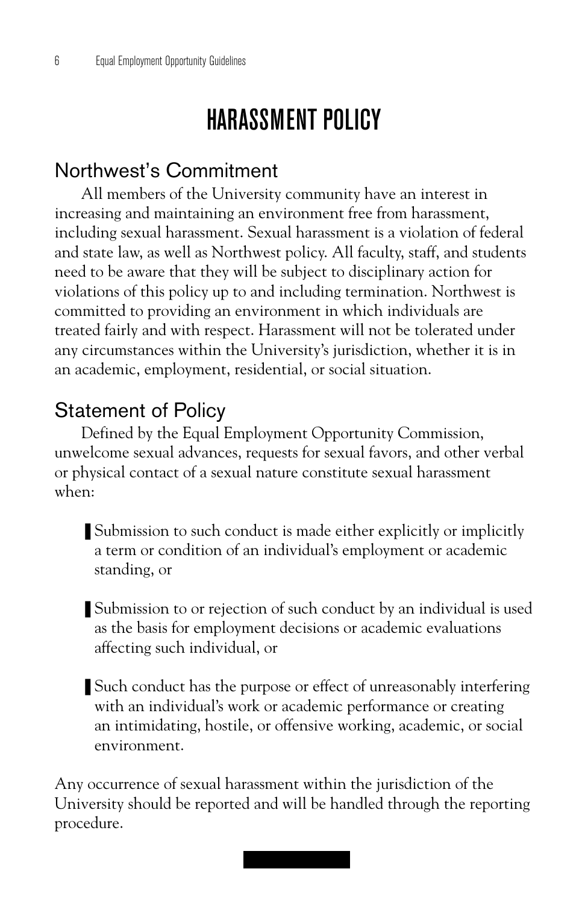# HARASSMENT POLICY

## Northwest's Commitment

All members of the University community have an interest in increasing and maintaining an environment free from harassment, including sexual harassment. Sexual harassment is a violation of federal and state law, as well as Northwest policy. All faculty, staff, and students need to be aware that they will be subject to disciplinary action for violations of this policy up to and including termination. Northwest is committed to providing an environment in which individuals are treated fairly and with respect. Harassment will not be tolerated under any circumstances within the University's jurisdiction, whether it is in an academic, employment, residential, or social situation.

## Statement of Policy

Defined by the Equal Employment Opportunity Commission, unwelcome sexual advances, requests for sexual favors, and other verbal or physical contact of a sexual nature constitute sexual harassment when:

- Submission to such conduct is made either explicitly or implicitly a term or condition of an individual's employment or academic standing, or
- Submission to or rejection of such conduct by an individual is used as the basis for employment decisions or academic evaluations affecting such individual, or
- Such conduct has the purpose or effect of unreasonably interfering with an individual's work or academic performance or creating an intimidating, hostile, or offensive working, academic, or social environment.

Any occurrence of sexual harassment within the jurisdiction of the University should be reported and will be handled through the reporting procedure.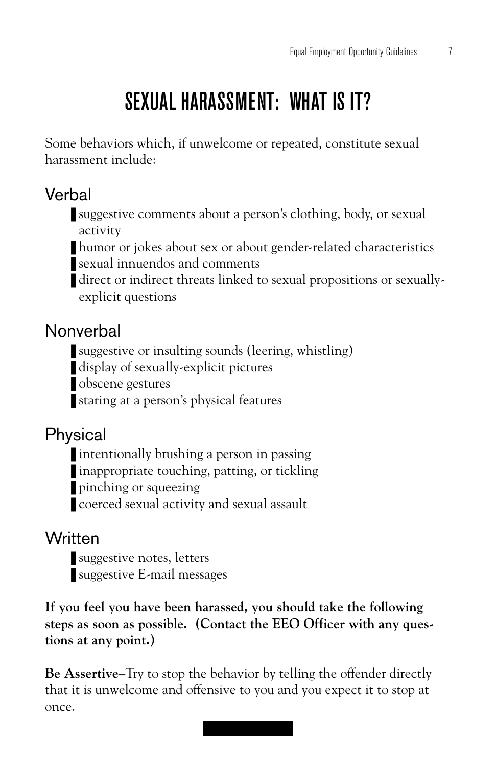# SEXUAL HARASSMENT: WHAT IS IT?

Some behaviors which, if unwelcome or repeated, constitute sexual harassment include:

## Verbal

- suggestive comments about a person's clothing, body, or sexual activity
- humor or jokes about sex or about gender-related characteristics
- sexual innuendos and comments
- direct or indirect threats linked to sexual propositions or sexually-explicit questions

## Nonverbal

- suggestive or insulting sounds (leering, whistling)
- display of sexually-explicit pictures
- obscene gestures
- staring at a person's physical features

## Physical

- intentionally brushing a person in passing
- inappropriate touching, patting, or tickling
- pinching or squeezing
- coerced sexual activity and sexual assault

## Written

- suggestive notes, letters
- suggestive E-mail messages

**If you feel you have been harassed, you should take the following steps as soon as possible. (Contact the EEO Officer with any questions at any point.)**

**Be Assertive–**Try to stop the behavior by telling the offender directly that it is unwelcome and offensive to you and you expect it to stop at once.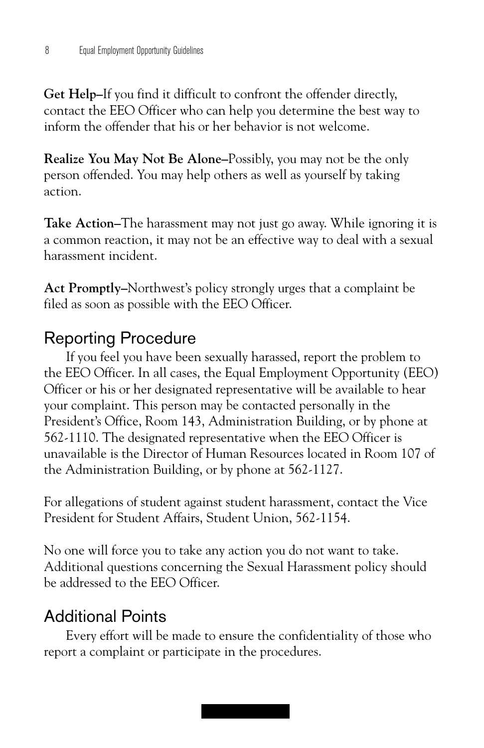**Get Help–**If you find it difficult to confront the offender directly, contact the EEO Officer who can help you determine the best way to inform the offender that his or her behavior is not welcome.

**Realize You May Not Be Alone–**Possibly, you may not be the only person offended. You may help others as well as yourself by taking action.

**Take Action–**The harassment may not just go away. While ignoring it is a common reaction, it may not be an effective way to deal with a sexual harassment incident.

**Act Promptly–**Northwest's policy strongly urges that a complaint be filed as soon as possible with the EEO Officer.

## Reporting Procedure

If you feel you have been sexually harassed, report the problem to the EEO Officer. In all cases, the Equal Employment Opportunity (EEO) Officer or his or her designated representative will be available to hear your complaint. This person may be contacted personally in the President's Office, Room 143, Administration Building, or by phone at 562-1110. The designated representative when the EEO Officer is unavailable is the Director of Human Resources located in Room 107 of the Administration Building, or by phone at 562-1127.

For allegations of student against student harassment, contact the Vice President for Student Affairs, Student Union, 562-1154.

No one will force you to take any action you do not want to take. Additional questions concerning the Sexual Harassment policy should be addressed to the EEO Officer.

## Additional Points

Every effort will be made to ensure the confidentiality of those who report a complaint or participate in the procedures.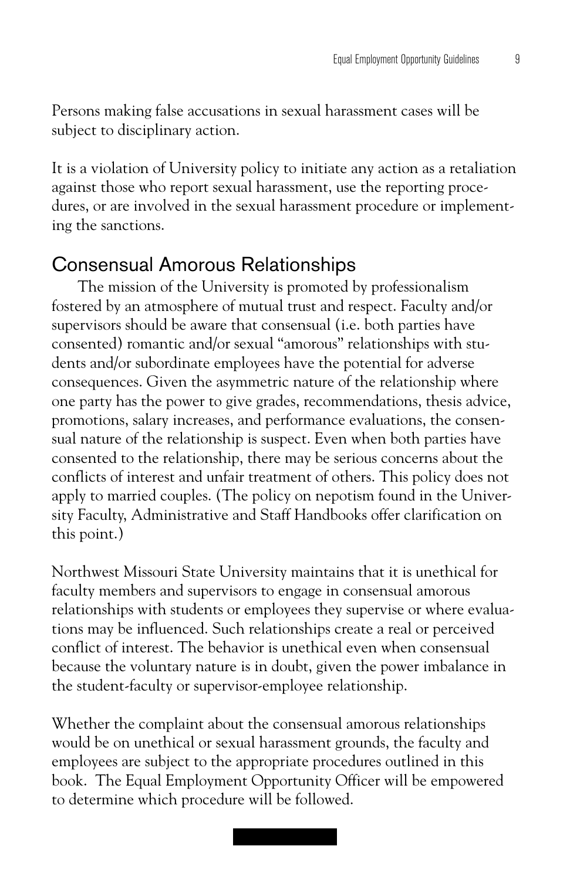Persons making false accusations in sexual harassment cases will be subject to disciplinary action.

It is a violation of University policy to initiate any action as a retaliation against those who report sexual harassment, use the reporting procedures, or are involved in the sexual harassment procedure or implementing the sanctions.

## Consensual Amorous Relationships

The mission of the University is promoted by professionalism fostered by an atmosphere of mutual trust and respect. Faculty and/or supervisors should be aware that consensual (i.e. both parties have consented) romantic and/or sexual "amorous" relationships with students and/or subordinate employees have the potential for adverse consequences. Given the asymmetric nature of the relationship where one party has the power to give grades, recommendations, thesis advice, promotions, salary increases, and performance evaluations, the consensual nature of the relationship is suspect. Even when both parties have consented to the relationship, there may be serious concerns about the conflicts of interest and unfair treatment of others. This policy does not apply to married couples. (The policy on nepotism found in the University Faculty, Administrative and Staff Handbooks offer clarification on this point.)

Northwest Missouri State University maintains that it is unethical for faculty members and supervisors to engage in consensual amorous relationships with students or employees they supervise or where evaluations may be influenced. Such relationships create a real or perceived conflict of interest. The behavior is unethical even when consensual because the voluntary nature is in doubt, given the power imbalance in the student-faculty or supervisor-employee relationship.

Whether the complaint about the consensual amorous relationships would be on unethical or sexual harassment grounds, the faculty and employees are subject to the appropriate procedures outlined in this book. The Equal Employment Opportunity Officer will be empowered to determine which procedure will be followed.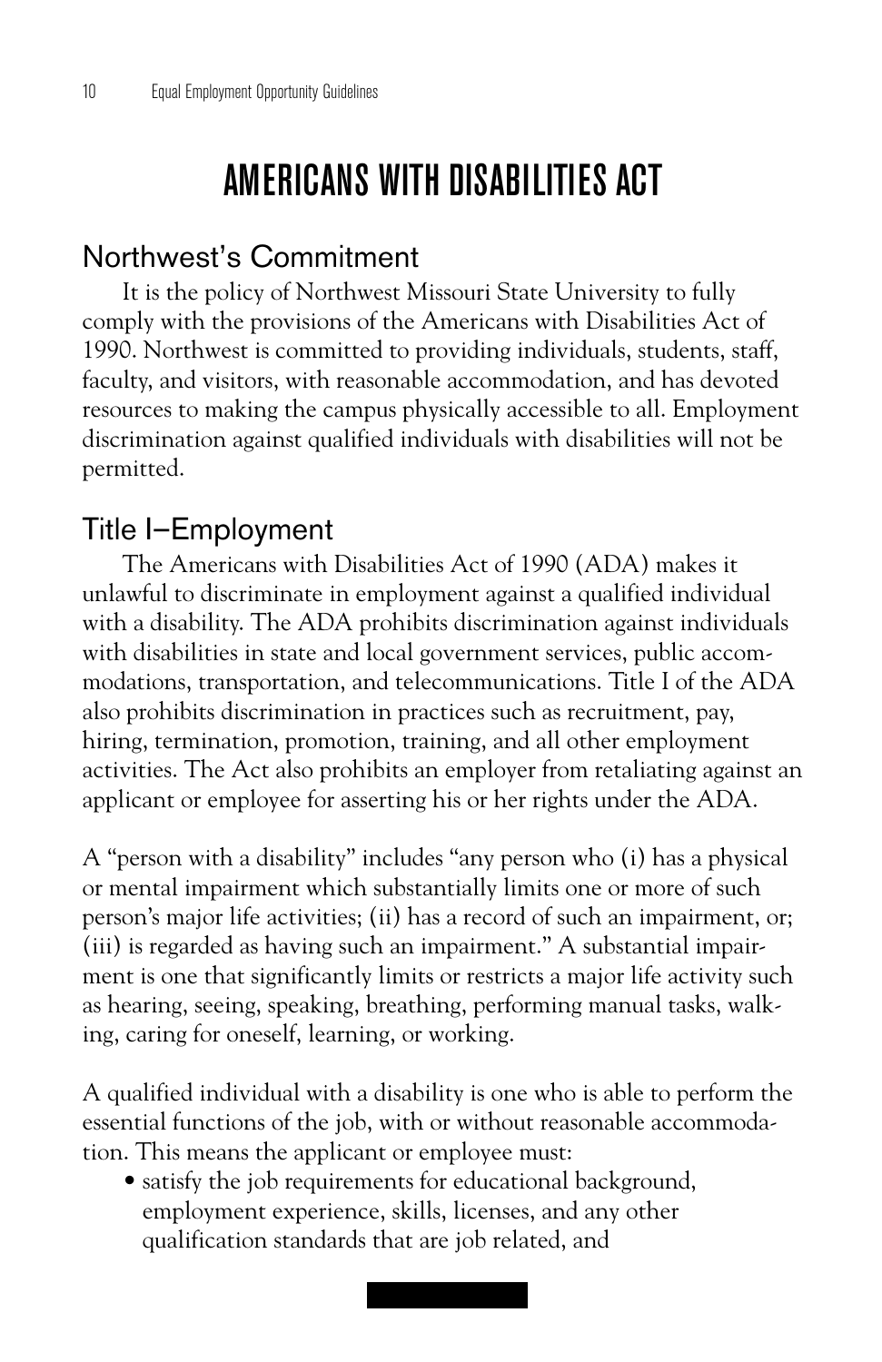# AMERICANS WITH DISABILITIES ACT

## Northwest's Commitment

It is the policy of Northwest Missouri State University to fully comply with the provisions of the Americans with Disabilities Act of 1990. Northwest is committed to providing individuals, students, staff, faculty, and visitors, with reasonable accommodation, and has devoted resources to making the campus physically accessible to all. Employment discrimination against qualified individuals with disabilities will not be permitted.

## Title I–Employment

The Americans with Disabilities Act of 1990 (ADA) makes it unlawful to discriminate in employment against a qualified individual with a disability. The ADA prohibits discrimination against individuals with disabilities in state and local government services, public accommodations, transportation, and telecommunications. Title I of the ADA also prohibits discrimination in practices such as recruitment, pay, hiring, termination, promotion, training, and all other employment activities. The Act also prohibits an employer from retaliating against an applicant or employee for asserting his or her rights under the ADA.

A "person with a disability" includes "any person who (i) has a physical or mental impairment which substantially limits one or more of such person's major life activities; (ii) has a record of such an impairment, or; (iii) is regarded as having such an impairment." A substantial impairment is one that significantly limits or restricts a major life activity such as hearing, seeing, speaking, breathing, performing manual tasks, walking, caring for oneself, learning, or working.

A qualified individual with a disability is one who is able to perform the essential functions of the job, with or without reasonable accommodation. This means the applicant or employee must:

- satisfy the job requirements for educational background, employment experience, skills, licenses, and any other qualification standards that are job related, and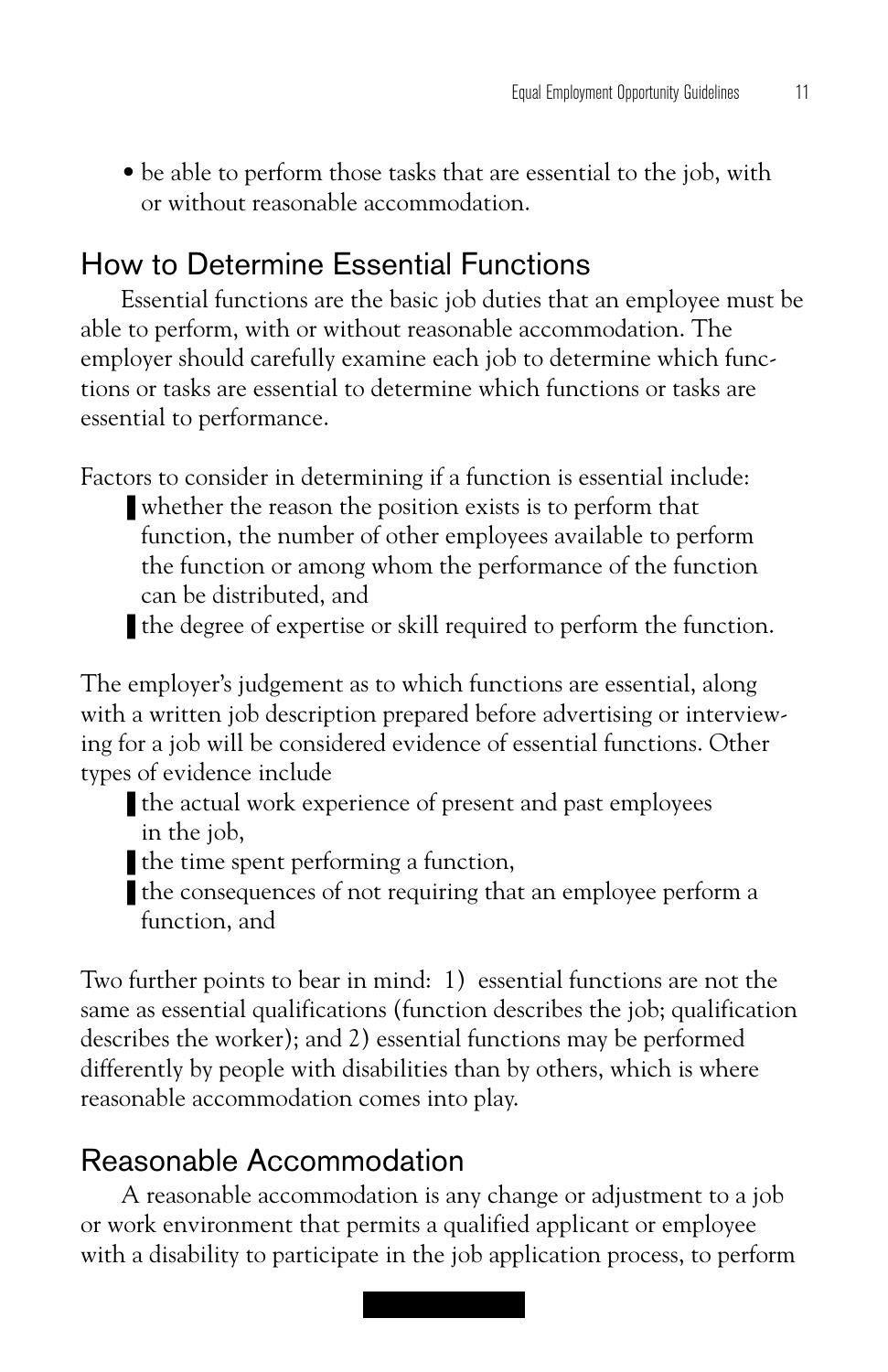- be able to perform those tasks that are essential to the job, with or without reasonable accommodation.

## How to Determine Essential Functions

Essential functions are the basic job duties that an employee must be able to perform, with or without reasonable accommodation. The employer should carefully examine each job to determine which functions or tasks are essential to determine which functions or tasks are essential to performance.

Factors to consider in determining if a function is essential include:

- whether the reason the position exists is to perform that function, the number of other employees available to perform the function or among whom the performance of the function can be distributed, and
- the degree of expertise or skill required to perform the function.

The employer's judgement as to which functions are essential, along with a written job description prepared before advertising or interviewing for a job will be considered evidence of essential functions. Other types of evidence include

- the actual work experience of present and past employees in the job,
- the time spent performing a function,
- the consequences of not requiring that an employee perform a function, and

Two further points to bear in mind: 1) essential functions are not the same as essential qualifications (function describes the job; qualification describes the worker); and 2) essential functions may be performed differently by people with disabilities than by others, which is where reasonable accommodation comes into play.

## Reasonable Accommodation

A reasonable accommodation is any change or adjustment to a job or work environment that permits a qualified applicant or employee with a disability to participate in the job application process, to perform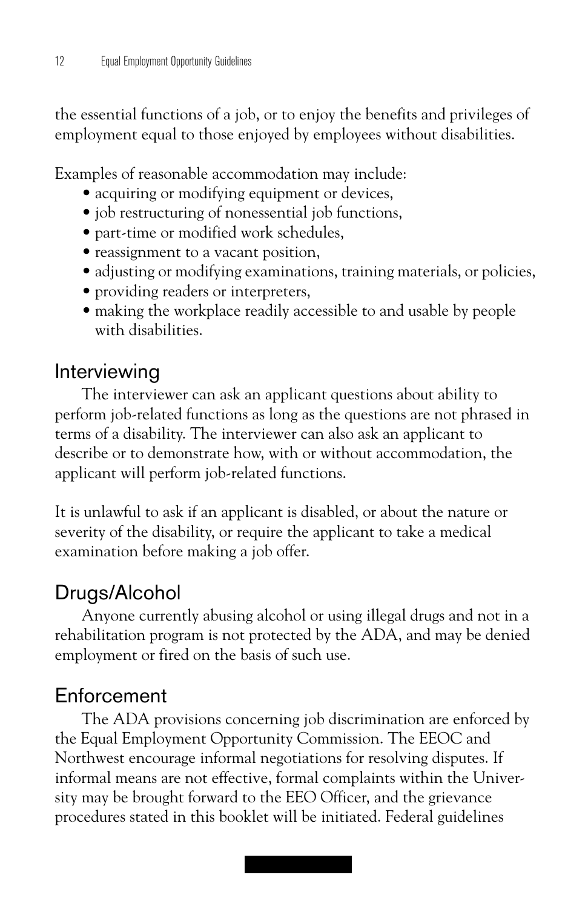the essential functions of a job, or to enjoy the benefits and privileges of employment equal to those enjoyed by employees without disabilities.

Examples of reasonable accommodation may include:

- acquiring or modifying equipment or devices,
- job restructuring of nonessential job functions,
- part-time or modified work schedules,
- reassignment to a vacant position,
- adjusting or modifying examinations, training materials, or policies,
- providing readers or interpreters,
- making the workplace readily accessible to and usable by people with disabilities.

## Interviewing

The interviewer can ask an applicant questions about ability to perform job-related functions as long as the questions are not phrased in terms of a disability. The interviewer can also ask an applicant to describe or to demonstrate how, with or without accommodation, the applicant will perform job-related functions.

It is unlawful to ask if an applicant is disabled, or about the nature or severity of the disability, or require the applicant to take a medical examination before making a job offer.

## Drugs/Alcohol

Anyone currently abusing alcohol or using illegal drugs and not in a rehabilitation program is not protected by the ADA, and may be denied employment or fired on the basis of such use.

## Enforcement

The ADA provisions concerning job discrimination are enforced by the Equal Employment Opportunity Commission. The EEOC and Northwest encourage informal negotiations for resolving disputes. If informal means are not effective, formal complaints within the University may be brought forward to the EEO Officer, and the grievance procedures stated in this booklet will be initiated. Federal guidelines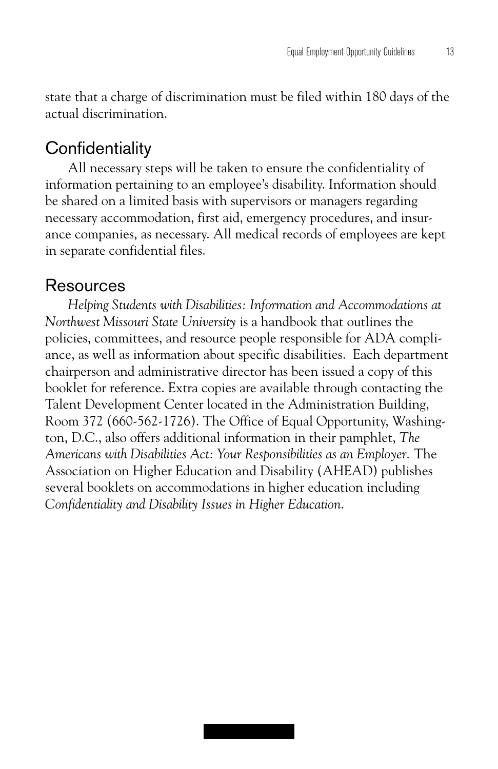state that a charge of discrimination must be filed within 180 days of the actual discrimination.

## Confidentiality

All necessary steps will be taken to ensure the confidentiality of information pertaining to an employee's disability. Information should be shared on a limited basis with supervisors or managers regarding necessary accommodation, first aid, emergency procedures, and insurance companies, as necessary. All medical records of employees are kept in separate confidential files.

## Resources

*Helping Students with Disabilities: Information and Accommodations at Northwest Missouri State University* is a handbook that outlines the policies, committees, and resource people responsible for ADA compliance, as well as information about specific disabilities. Each department chairperson and administrative director has been issued a copy of this booklet for reference. Extra copies are available through contacting the Talent Development Center located in the Administration Building, Room 372 (660-562-1726). The Office of Equal Opportunity, Washington, D.C., also offers additional information in their pamphlet, *The Americans with Disabilities Act: Your Responsibilities as an Employer.* The Association on Higher Education and Disability (AHEAD) publishes several booklets on accommodations in higher education including *Confidentiality and Disability Issues in Higher Education*.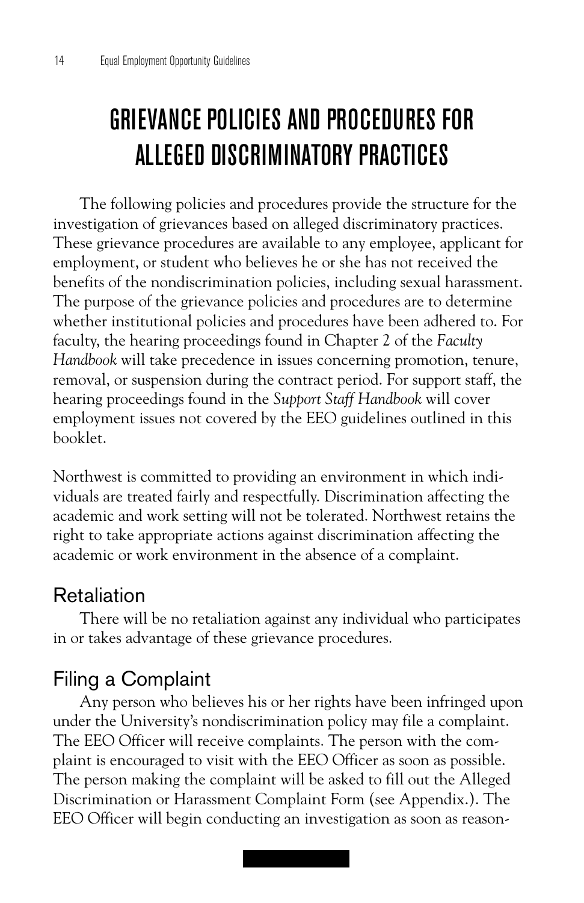# GRIEVANCE POLICIES AND PROCEDURES FOR ALLEGED DISCRIMINATORY PRACTICES

The following policies and procedures provide the structure for the investigation of grievances based on alleged discriminatory practices. These grievance procedures are available to any employee, applicant for employment, or student who believes he or she has not received the benefits of the nondiscrimination policies, including sexual harassment. The purpose of the grievance policies and procedures are to determine whether institutional policies and procedures have been adhered to. For faculty, the hearing proceedings found in Chapter 2 of the *Faculty Handbook* will take precedence in issues concerning promotion, tenure, removal, or suspension during the contract period. For support staff, the hearing proceedings found in the *Support Staff Handbook* will cover employment issues not covered by the EEO guidelines outlined in this booklet.

Northwest is committed to providing an environment in which individuals are treated fairly and respectfully. Discrimination affecting the academic and work setting will not be tolerated. Northwest retains the right to take appropriate actions against discrimination affecting the academic or work environment in the absence of a complaint.

## Retaliation

There will be no retaliation against any individual who participates in or takes advantage of these grievance procedures.

## Filing a Complaint

Any person who believes his or her rights have been infringed upon under the University's nondiscrimination policy may file a complaint. The EEO Officer will receive complaints. The person with the complaint is encouraged to visit with the EEO Officer as soon as possible. The person making the complaint will be asked to fill out the Alleged Discrimination or Harassment Complaint Form (see Appendix.). The EEO Officer will begin conducting an investigation as soon as reason-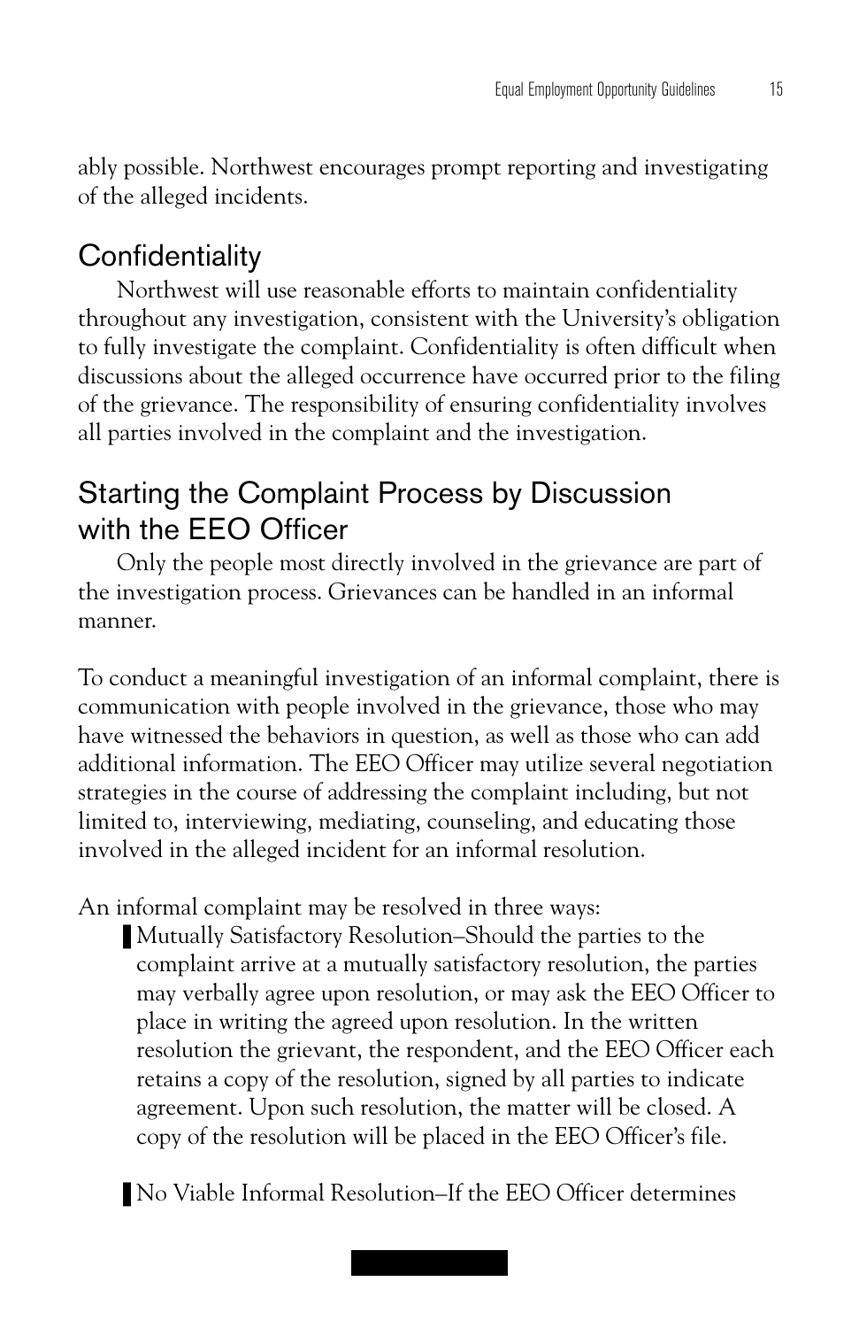ably possible. Northwest encourages prompt reporting and investigating of the alleged incidents.

## Confidentiality

Northwest will use reasonable efforts to maintain confidentiality throughout any investigation, consistent with the University's obligation to fully investigate the complaint. Confidentiality is often difficult when discussions about the alleged occurrence have occurred prior to the filing of the grievance. The responsibility of ensuring confidentiality involves all parties involved in the complaint and the investigation.

## Starting the Complaint Process by Discussion with the EEO Officer

Only the people most directly involved in the grievance are part of the investigation process. Grievances can be handled in an informal manner.

To conduct a meaningful investigation of an informal complaint, there is communication with people involved in the grievance, those who may have witnessed the behaviors in question, as well as those who can add additional information. The EEO Officer may utilize several negotiation strategies in the course of addressing the complaint including, but not limited to, interviewing, mediating, counseling, and educating those involved in the alleged incident for an informal resolution.

An informal complaint may be resolved in three ways:

- Mutually Satisfactory Resolution–Should the parties to the complaint arrive at a mutually satisfactory resolution, the parties may verbally agree upon resolution, or may ask the EEO Officer to place in writing the agreed upon resolution. In the written resolution the grievant, the respondent, and the EEO Officer each retains a copy of the resolution, signed by all parties to indicate agreement. Upon such resolution, the matter will be closed. A copy of the resolution will be placed in the EEO Officer's file.

- No Viable Informal Resolution–If the EEO Officer determines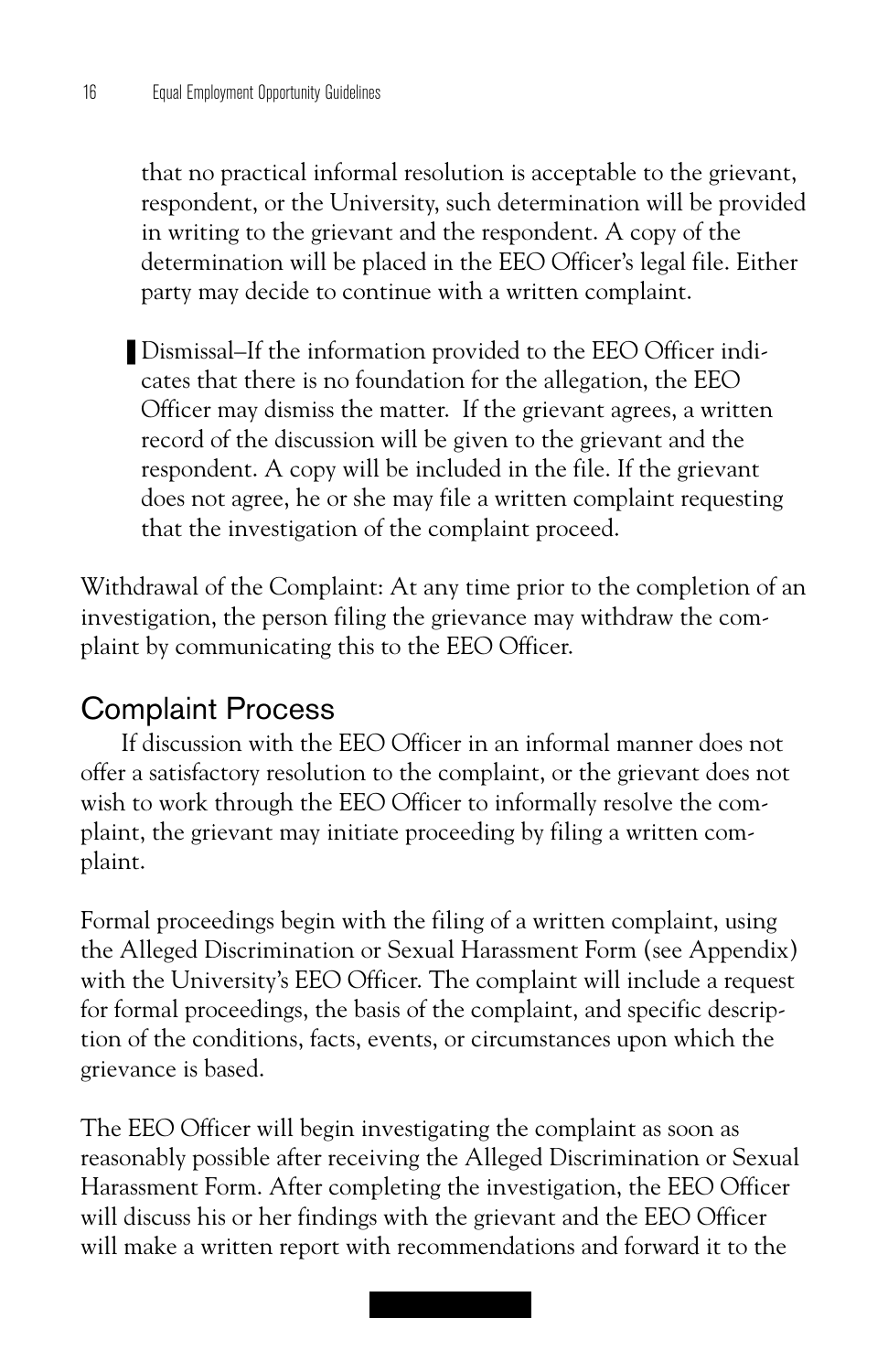that no practical informal resolution is acceptable to the grievant, respondent, or the University, such determination will be provided in writing to the grievant and the respondent. A copy of the determination will be placed in the EEO Officer's legal file. Either party may decide to continue with a written complaint.

- Dismissal–If the information provided to the EEO Officer indicates that there is no foundation for the allegation, the EEO Officer may dismiss the matter. If the grievant agrees, a written record of the discussion will be given to the grievant and the respondent. A copy will be included in the file. If the grievant does not agree, he or she may file a written complaint requesting that the investigation of the complaint proceed.

Withdrawal of the Complaint: At any time prior to the completion of an investigation, the person filing the grievance may withdraw the complaint by communicating this to the EEO Officer.

## Complaint Process

If discussion with the EEO Officer in an informal manner does not offer a satisfactory resolution to the complaint, or the grievant does not wish to work through the EEO Officer to informally resolve the complaint, the grievant may initiate proceeding by filing a written complaint.

Formal proceedings begin with the filing of a written complaint, using the Alleged Discrimination or Sexual Harassment Form (see Appendix) with the University's EEO Officer. The complaint will include a request for formal proceedings, the basis of the complaint, and specific description of the conditions, facts, events, or circumstances upon which the grievance is based.

The EEO Officer will begin investigating the complaint as soon as reasonably possible after receiving the Alleged Discrimination or Sexual Harassment Form. After completing the investigation, the EEO Officer will discuss his or her findings with the grievant and the EEO Officer will make a written report with recommendations and forward it to the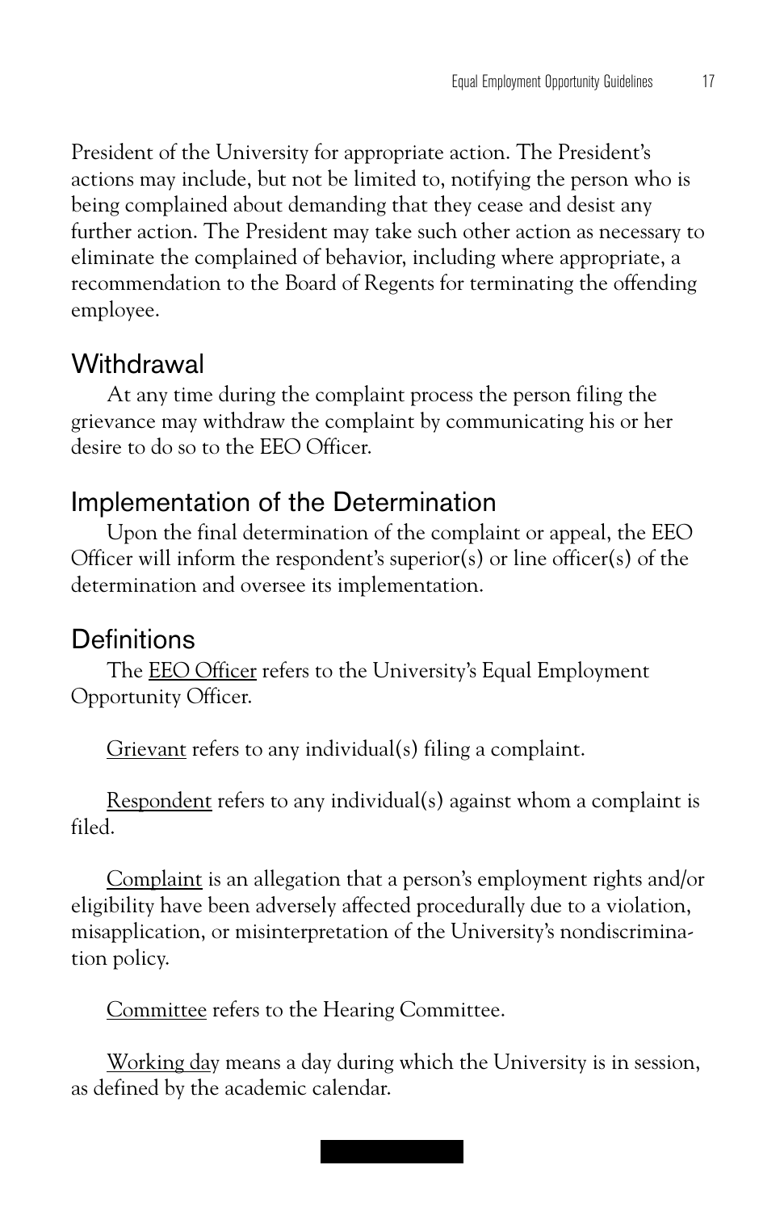President of the University for appropriate action. The President's actions may include, but not be limited to, notifying the person who is being complained about demanding that they cease and desist any further action. The President may take such other action as necessary to eliminate the complained of behavior, including where appropriate, a recommendation to the Board of Regents for terminating the offending employee.

## Withdrawal

At any time during the complaint process the person filing the grievance may withdraw the complaint by communicating his or her desire to do so to the EEO Officer.

## Implementation of the Determination

Upon the final determination of the complaint or appeal, the EEO Officer will inform the respondent's superior(s) or line officer(s) of the determination and oversee its implementation.

## Definitions

The <u>EEO Officer</u> refers to the University's Equal Employment Opportunity Officer.

<u>Grievant</u> refers to any individual(s) filing a complaint.

<u>Respondent</u> refers to any individual(s) against whom a complaint is filed.

<u>Complaint</u> is an allegation that a person's employment rights and/or eligibility have been adversely affected procedurally due to a violation, misapplication, or misinterpretation of the University's nondiscrimination policy.

<u>Committee</u> refers to the Hearing Committee.

<u>Working day</u> means a day during which the University is in session, as defined by the academic calendar.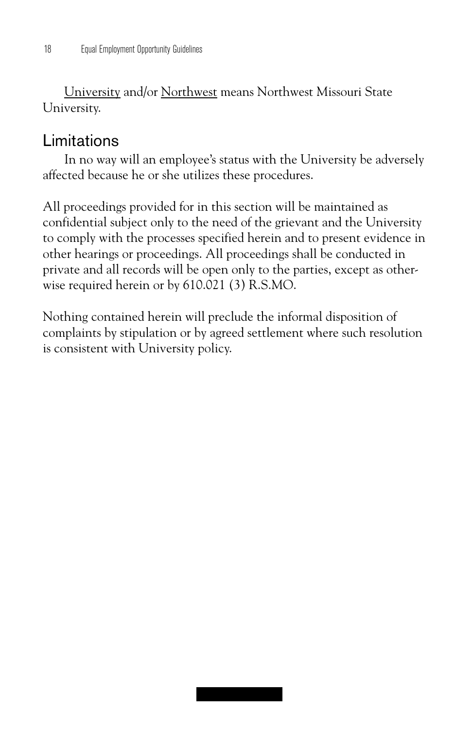University and/or Northwest means Northwest Missouri State University.

## Limitations

In no way will an employee's status with the University be adversely affected because he or she utilizes these procedures.

All proceedings provided for in this section will be maintained as confidential subject only to the need of the grievant and the University to comply with the processes specified herein and to present evidence in other hearings or proceedings. All proceedings shall be conducted in private and all records will be open only to the parties, except as otherwise required herein or by 610.021 (3) R.S.MO.

Nothing contained herein will preclude the informal disposition of complaints by stipulation or by agreed settlement where such resolution is consistent with University policy.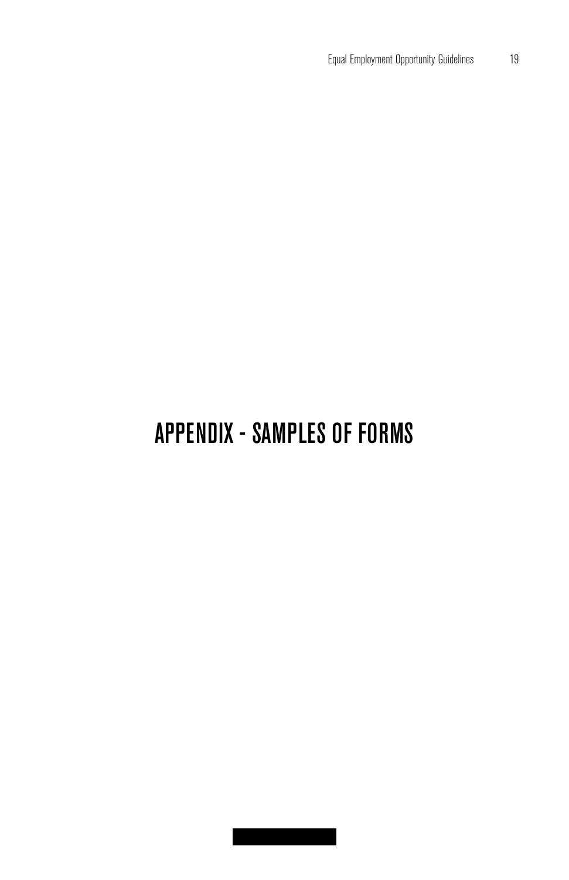# APPENDIX - SAMPLES OF FORMS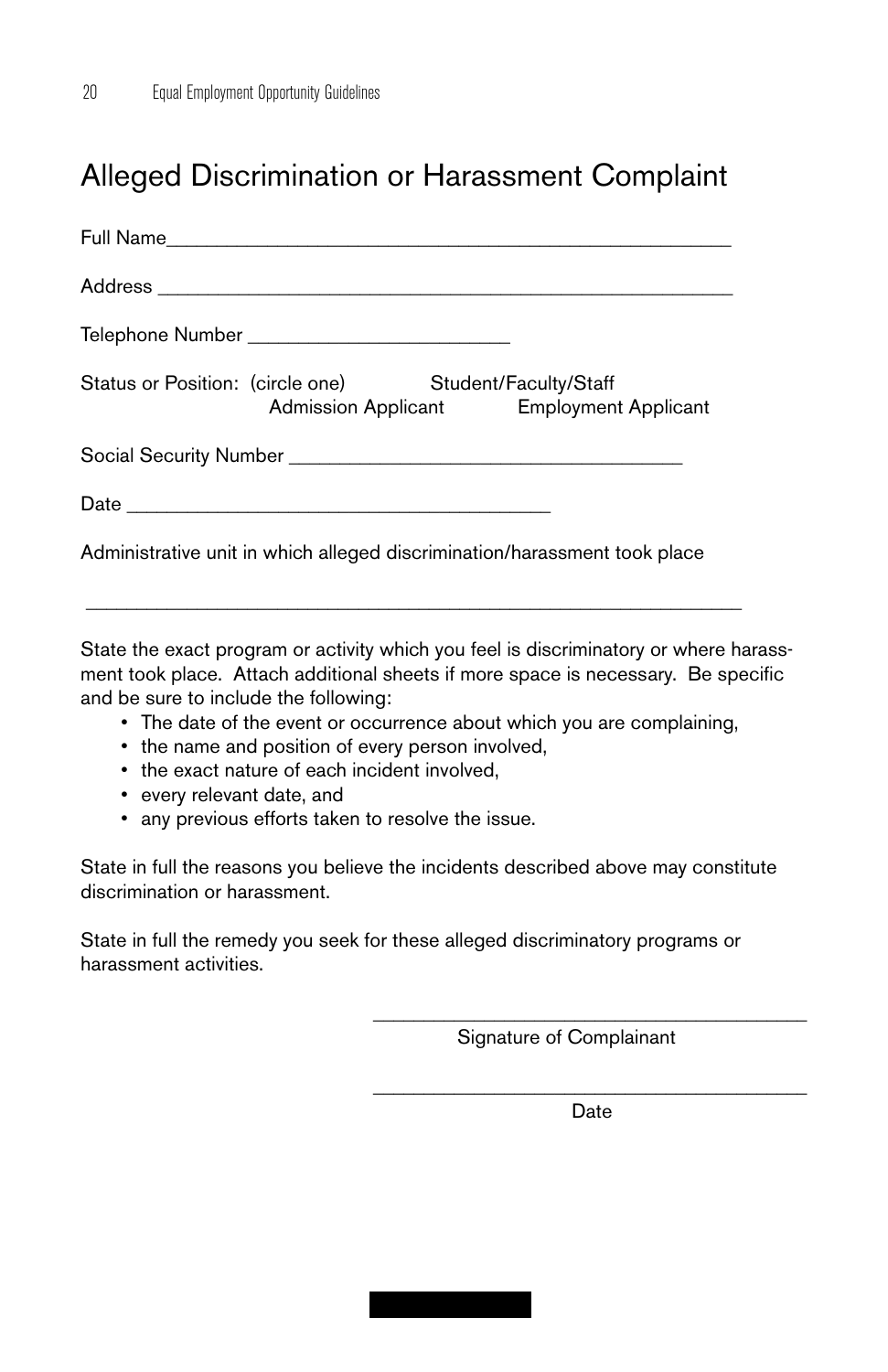# Alleged Discrimination or Harassment Complaint

Full Name_______________________________________________________

Address ________________________________________________________

Telephone Number _________________________

Status or Position: (circle one) Student/Faculty/Staff Admission Applicant Employment Applicant

Social Security Number ______________________________________

Date __________________________________________

Administrative unit in which alleged discrimination/harassment took place

________________________________________________________________

State the exact program or activity which you feel is discriminatory or where harassment took place. Attach additional sheets if more space is necessary. Be specific and be sure to include the following:

- The date of the event or occurrence about which you are complaining,
- the name and position of every person involved,
- the exact nature of each incident involved,
- every relevant date, and
- any previous efforts taken to resolve the issue.

State in full the reasons you believe the incidents described above may constitute discrimination or harassment.

State in full the remedy you seek for these alleged discriminatory programs or harassment activities.

__________________________________________
Signature of Complainant

__________________________________________
Date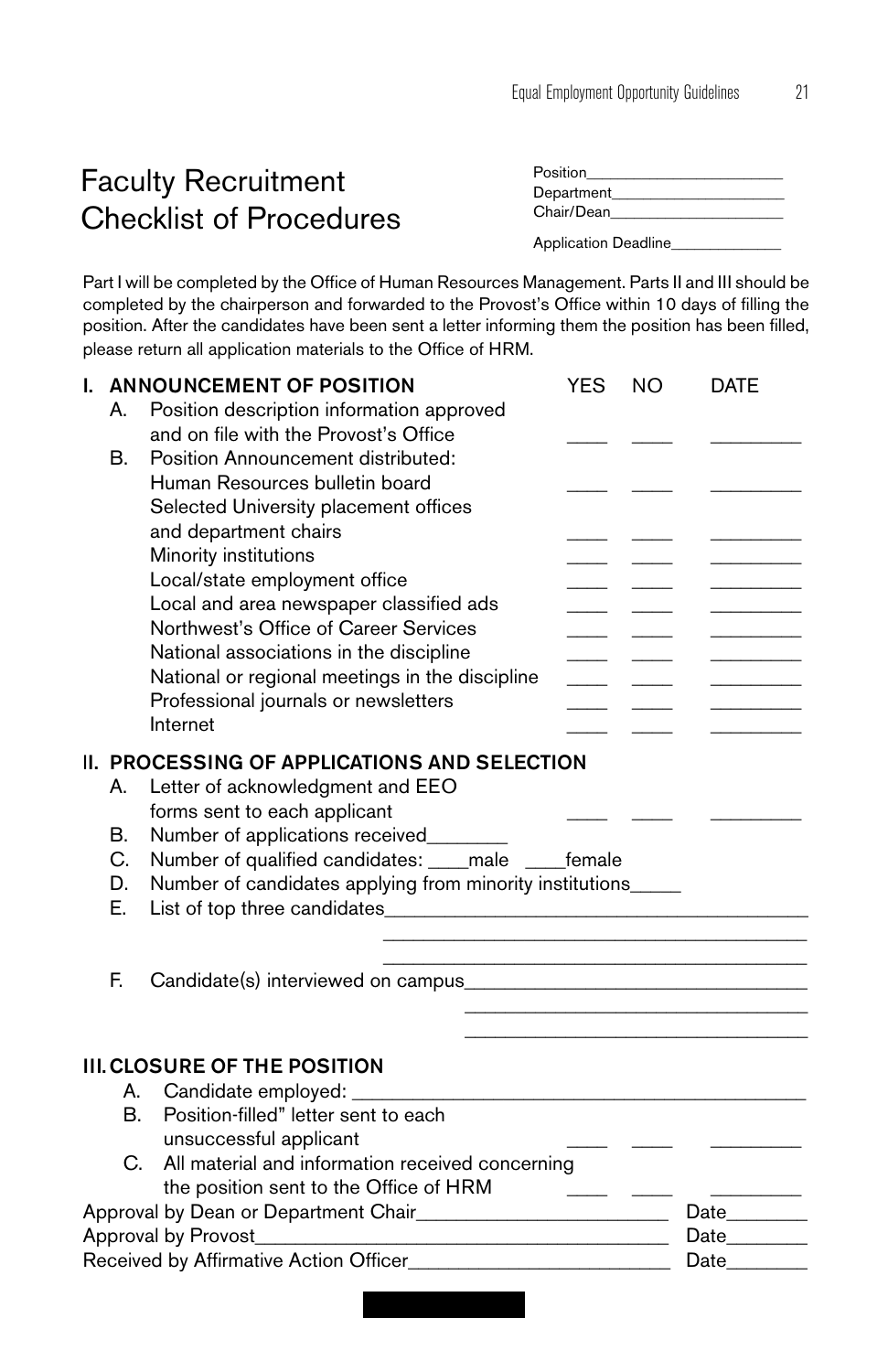# Faculty Recruitment Checklist of Procedures

Position______________________
Department____________________
Chair/Dean____________________

Application Deadline_____________

Part I will be completed by the Office of Human Resources Management. Parts II and III should be completed by the chairperson and forwarded to the Provost's Office within 10 days of filling the position. After the candidates have been sent a letter informing them the position has been filled, please return all application materials to the Office of HRM.

| I. ANNOUNCEMENT OF POSITION | YES | NO | DATE |
|---|---|---|---|
| A. Position description information approved and on file with the Provost's Office | ____ | ____ | ________ |
| B. Position Announcement distributed: | | | |
| Human Resources bulletin board | ____ | ____ | ________ |
| Selected University placement offices and department chairs | ____ | ____ | ________ |
| Minority institutions | ____ | ____ | ________ |
| Local/state employment office | ____ | ____ | ________ |
| Local and area newspaper classified ads | ____ | ____ | ________ |
| Northwest's Office of Career Services | ____ | ____ | ________ |
| National associations in the discipline | ____ | ____ | ________ |
| National or regional meetings in the discipline | ____ | ____ | ________ |
| Professional journals or newsletters | ____ | ____ | ________ |
| Internet | ____ | ____ | ________ |

## II. PROCESSING OF APPLICATIONS AND SELECTION

| | YES | NO | DATE |
|---|---|---|---|
| A. Letter of acknowledgment and EEO forms sent to each applicant | ____ | ____ | ________ |

B. Number of applications received________

C. Number of qualified candidates: ____male ____female

D. Number of candidates applying from minority institutions_____

E. List of top three candidates________________________________________
________________________________________
________________________________________

F. Candidate(s) interviewed on campus________________________________
________________________________
________________________________

## III. CLOSURE OF THE POSITION

A. Candidate employed: ________________________________________

| | YES | NO | DATE |
|---|---|---|---|
| B. Position-filled" letter sent to each unsuccessful applicant | ____ | ____ | ________ |
| C. All material and information received concerning the position sent to the Office of HRM | ____ | ____ | ________ |

Approval by Dean or Department Chair________________________ Date________

Approval by Provost________________________________________ Date________

Received by Affirmative Action Officer________________________ Date________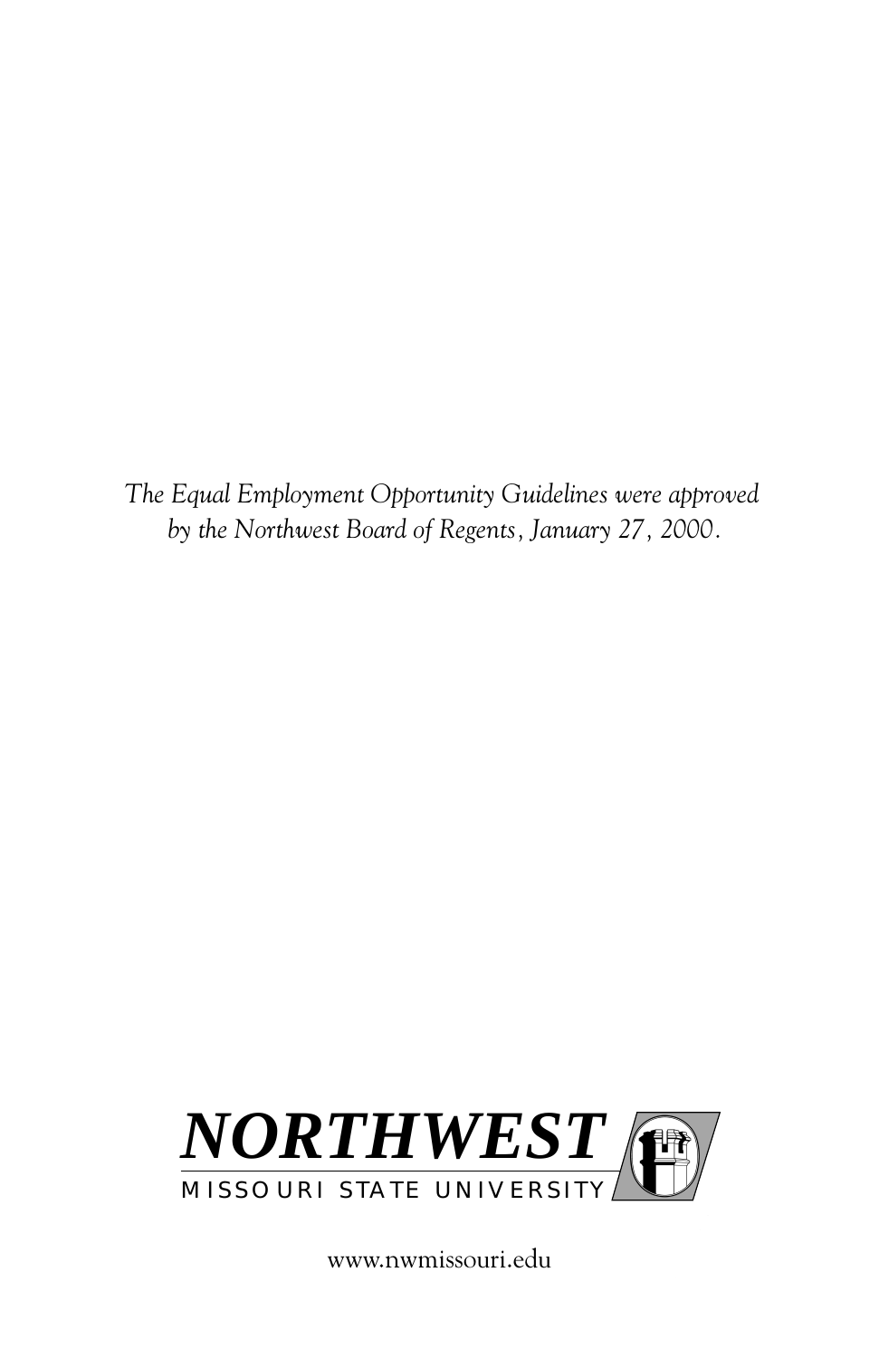*The Equal Employment Opportunity Guidelines were approved by the Northwest Board of Regents, January 27, 2000.*

**NORTHWEST**
MISSOURI STATE UNIVERSITY

www.nwmissouri.edu